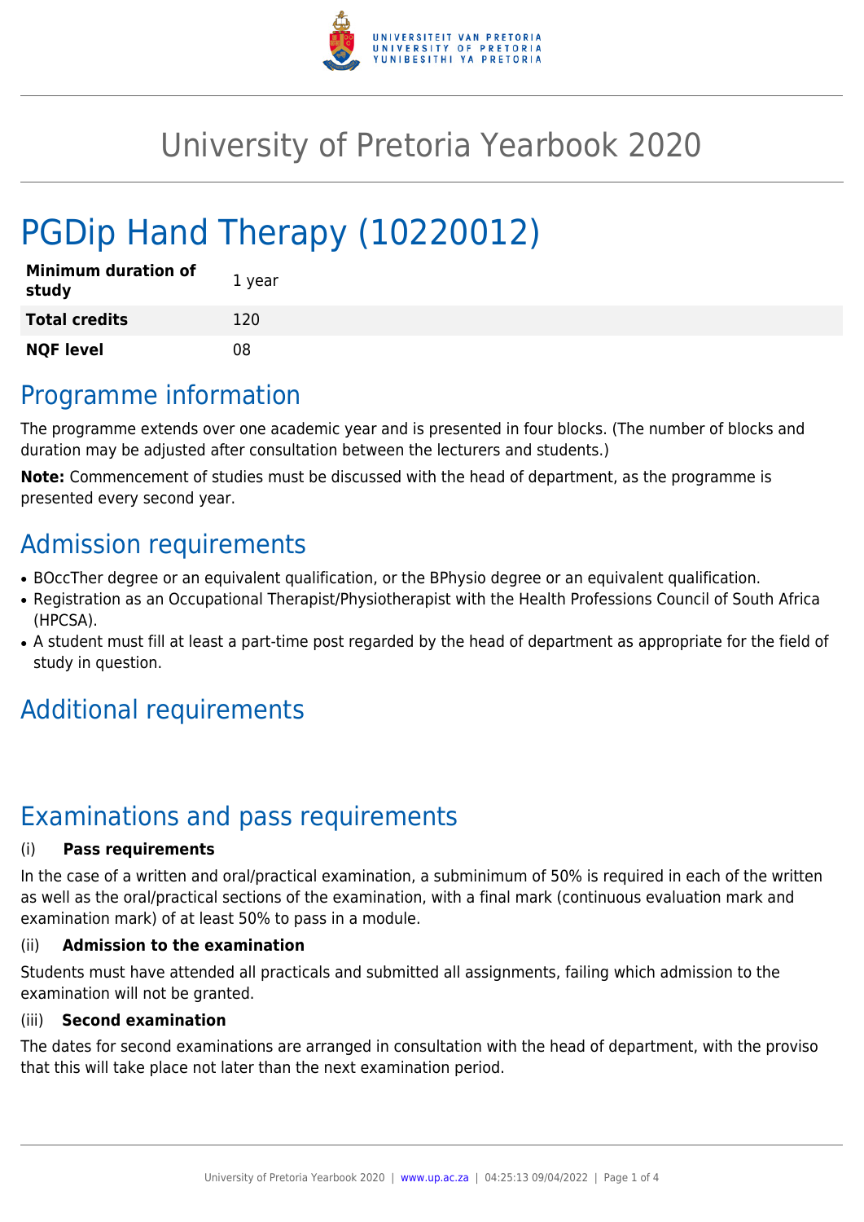# University of Pretoria Yearbook 2020

# PGDip Hand Therapy (10220012)

| | |
|---|---|
| **Minimum duration of study** | 1 year |
| **Total credits** | 120 |
| **NQF level** | 08 |

## Programme information

The programme extends over one academic year and is presented in four blocks. (The number of blocks and duration may be adjusted after consultation between the lecturers and students.)

**Note:** Commencement of studies must be discussed with the head of department, as the programme is presented every second year.

## Admission requirements

- BOccTher degree or an equivalent qualification, or the BPhysio degree or an equivalent qualification.
- Registration as an Occupational Therapist/Physiotherapist with the Health Professions Council of South Africa (HPCSA).
- A student must fill at least a part-time post regarded by the head of department as appropriate for the field of study in question.

## Additional requirements

## Examinations and pass requirements

(i) **Pass requirements**

In the case of a written and oral/practical examination, a subminimum of 50% is required in each of the written as well as the oral/practical sections of the examination, with a final mark (continuous evaluation mark and examination mark) of at least 50% to pass in a module.

(ii) **Admission to the examination**

Students must have attended all practicals and submitted all assignments, failing which admission to the examination will not be granted.

(iii) **Second examination**

The dates for second examinations are arranged in consultation with the head of department, with the proviso that this will take place not later than the next examination period.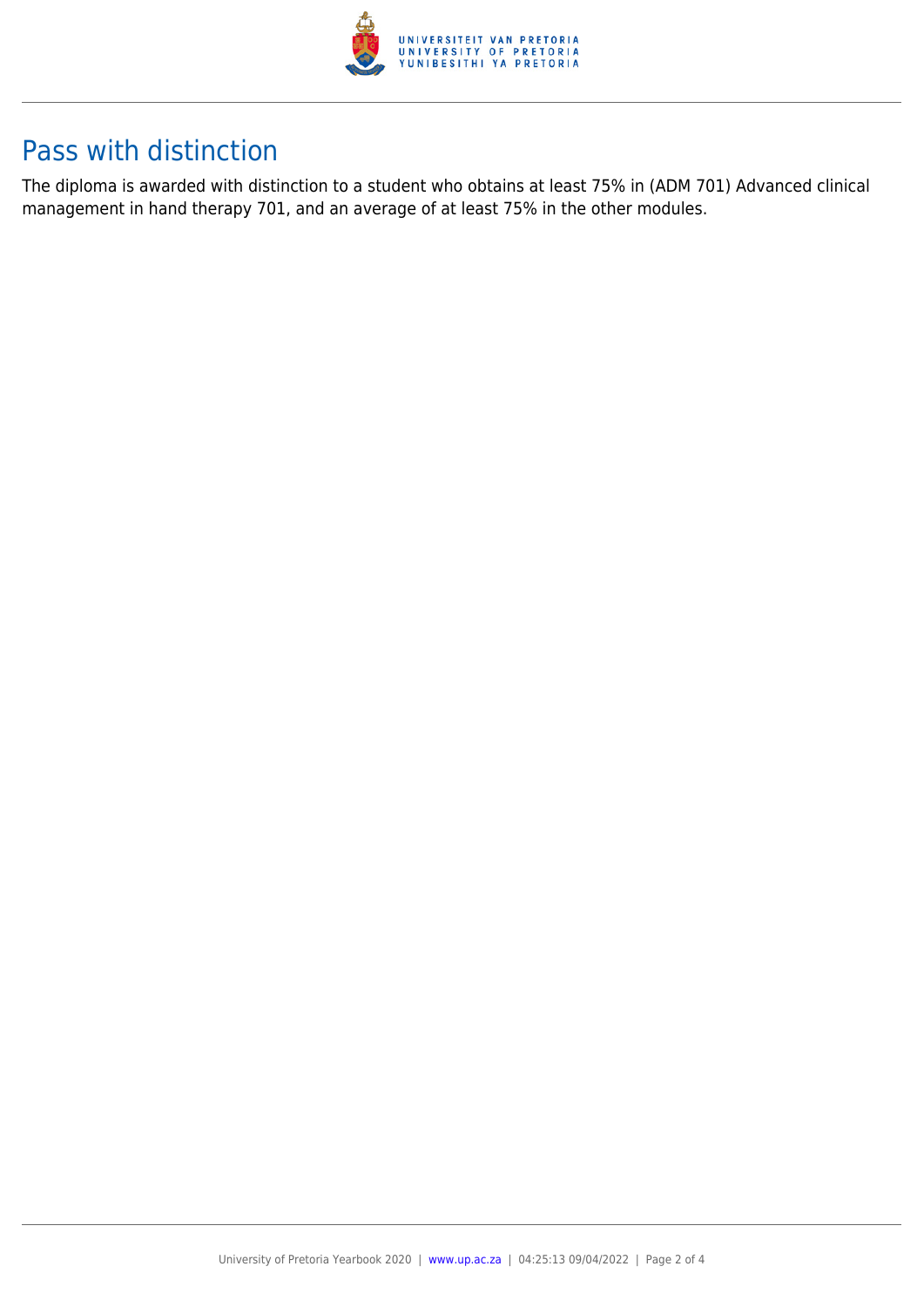## Pass with distinction

The diploma is awarded with distinction to a student who obtains at least 75% in (ADM 701) Advanced clinical management in hand therapy 701, and an average of at least 75% in the other modules.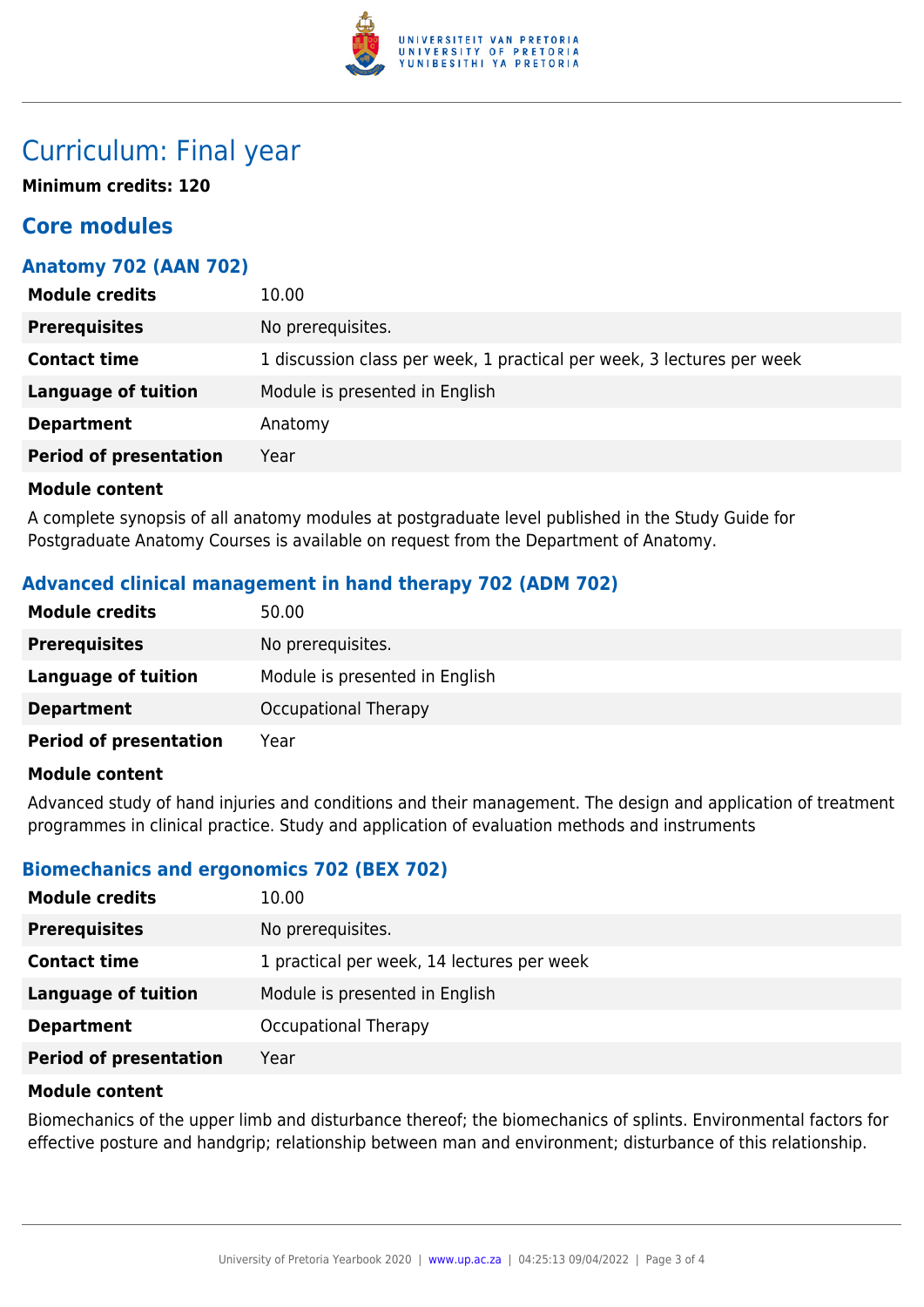# Curriculum: Final year

**Minimum credits: 120**

## Core modules

### Anatomy 702 (AAN 702)

| | |
|---|---|
| **Module credits** | 10.00 |
| **Prerequisites** | No prerequisites. |
| **Contact time** | 1 discussion class per week, 1 practical per week, 3 lectures per week |
| **Language of tuition** | Module is presented in English |
| **Department** | Anatomy |
| **Period of presentation** | Year |

**Module content**

A complete synopsis of all anatomy modules at postgraduate level published in the Study Guide for Postgraduate Anatomy Courses is available on request from the Department of Anatomy.

### Advanced clinical management in hand therapy 702 (ADM 702)

| | |
|---|---|
| **Module credits** | 50.00 |
| **Prerequisites** | No prerequisites. |
| **Language of tuition** | Module is presented in English |
| **Department** | Occupational Therapy |
| **Period of presentation** | Year |

**Module content**

Advanced study of hand injuries and conditions and their management. The design and application of treatment programmes in clinical practice. Study and application of evaluation methods and instruments

### Biomechanics and ergonomics 702 (BEX 702)

| | |
|---|---|
| **Module credits** | 10.00 |
| **Prerequisites** | No prerequisites. |
| **Contact time** | 1 practical per week, 14 lectures per week |
| **Language of tuition** | Module is presented in English |
| **Department** | Occupational Therapy |
| **Period of presentation** | Year |

**Module content**

Biomechanics of the upper limb and disturbance thereof; the biomechanics of splints. Environmental factors for effective posture and handgrip; relationship between man and environment; disturbance of this relationship.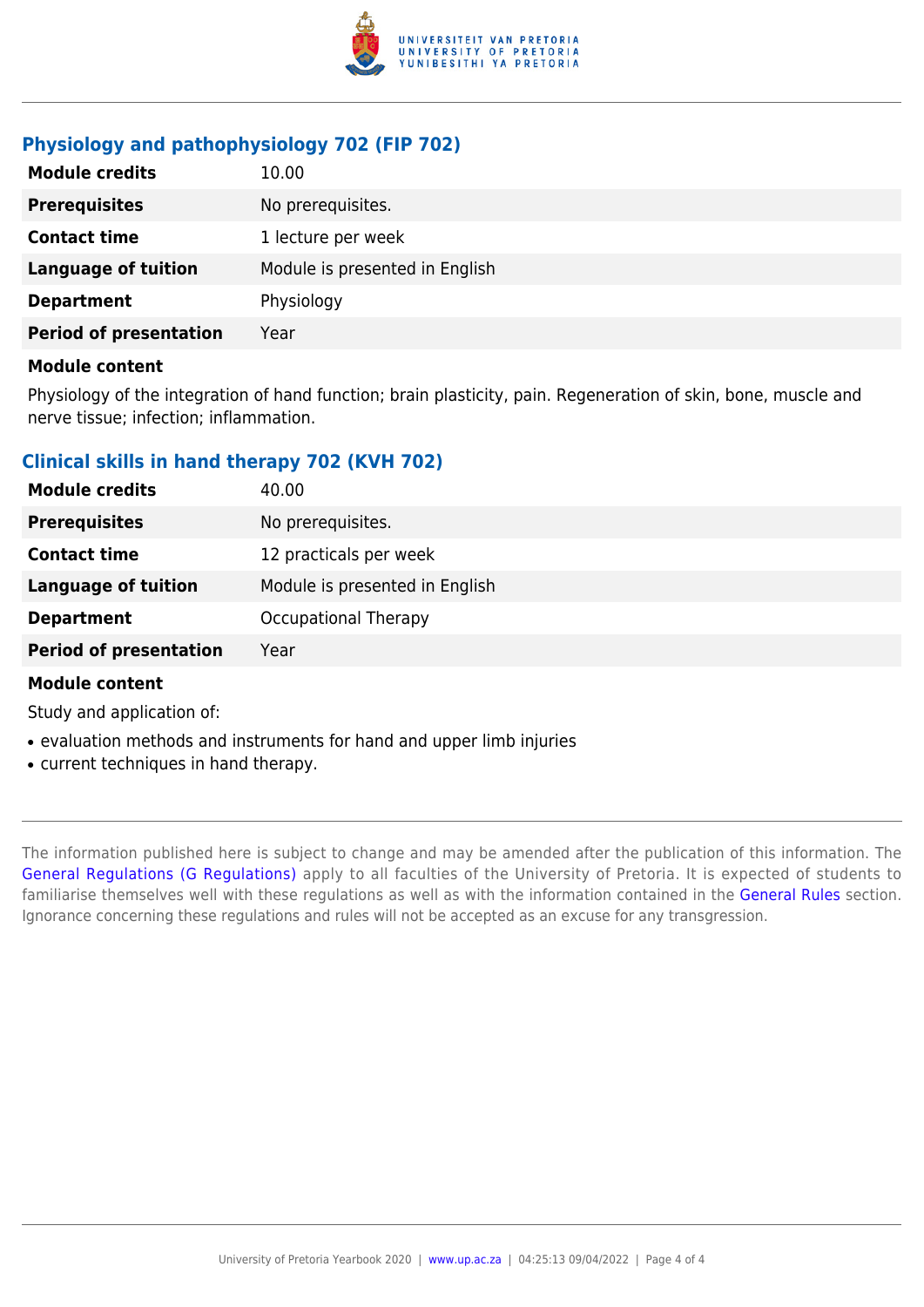### Physiology and pathophysiology 702 (FIP 702)

| | |
|---|---|
| **Module credits** | 10.00 |
| **Prerequisites** | No prerequisites. |
| **Contact time** | 1 lecture per week |
| **Language of tuition** | Module is presented in English |
| **Department** | Physiology |
| **Period of presentation** | Year |

**Module content**

Physiology of the integration of hand function; brain plasticity, pain. Regeneration of skin, bone, muscle and nerve tissue; infection; inflammation.

### Clinical skills in hand therapy 702 (KVH 702)

| | |
|---|---|
| **Module credits** | 40.00 |
| **Prerequisites** | No prerequisites. |
| **Contact time** | 12 practicals per week |
| **Language of tuition** | Module is presented in English |
| **Department** | Occupational Therapy |
| **Period of presentation** | Year |

**Module content**

Study and application of:

- evaluation methods and instruments for hand and upper limb injuries
- current techniques in hand therapy.

The information published here is subject to change and may be amended after the publication of this information. The General Regulations (G Regulations) apply to all faculties of the University of Pretoria. It is expected of students to familiarise themselves well with these regulations as well as with the information contained in the General Rules section. Ignorance concerning these regulations and rules will not be accepted as an excuse for any transgression.